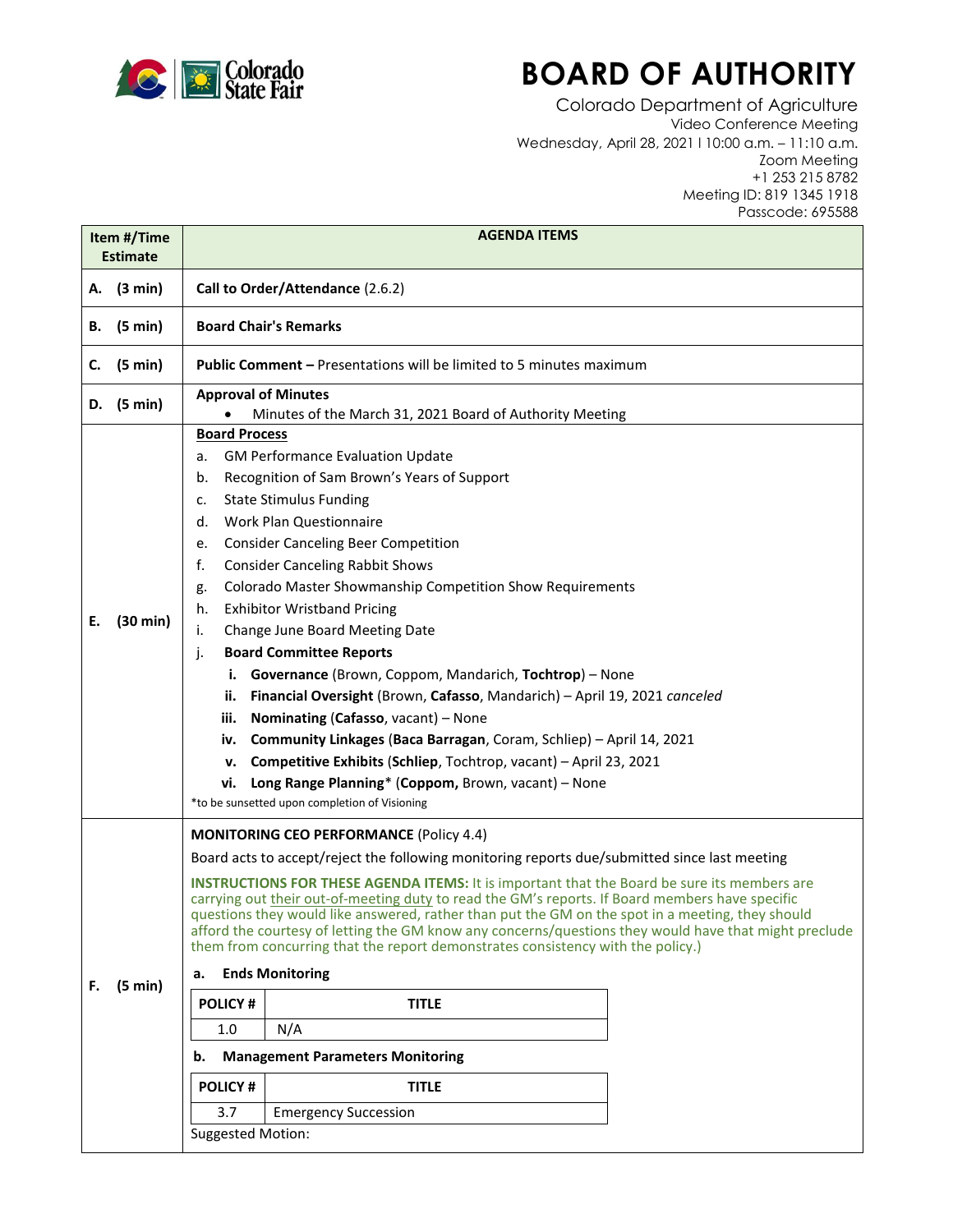# BOARD OF AUTHORITY

Colorado Department of Agriculture
Video Conference Meeting
Wednesday, April 28, 2021 l 10:00 a.m. – 11:10 a.m.
Zoom Meeting
+1 253 215 8782
Meeting ID: 819 1345 1918
Passcode: 695588

| Item #/Time Estimate | AGENDA ITEMS |
|---|---|
| A. (3 min) | **Call to Order/Attendance** (2.6.2) |
| B. (5 min) | **Board Chair's Remarks** |
| C. (5 min) | **Public Comment –** Presentations will be limited to 5 minutes maximum |
| D. (5 min) | **Approval of Minutes**<br>• Minutes of the March 31, 2021 Board of Authority Meeting |
| E. (30 min) | **Board Process**<br>a. GM Performance Evaluation Update<br>b. Recognition of Sam Brown's Years of Support<br>c. State Stimulus Funding<br>d. Work Plan Questionnaire<br>e. Consider Canceling Beer Competition<br>f. Consider Canceling Rabbit Shows<br>g. Colorado Master Showmanship Competition Show Requirements<br>h. Exhibitor Wristband Pricing<br>i. Change June Board Meeting Date<br>j. **Board Committee Reports**<br>i. **Governance** (Brown, Coppom, Mandarich, **Tochtrop**) – None<br>ii. **Financial Oversight** (Brown, **Cafasso**, Mandarich) – April 19, 2021 *canceled*<br>iii. **Nominating** (**Cafasso**, vacant) – None<br>iv. **Community Linkages** (**Baca Barragan**, Coram, Schliep) – April 14, 2021<br>v. **Competitive Exhibits** (**Schliep**, Tochtrop, vacant) – April 23, 2021<br>vi. **Long Range Planning*** (**Coppom,** Brown, vacant) – None<br>*to be sunsetted upon completion of Visioning |
| F. (5 min) | **MONITORING CEO PERFORMANCE** (Policy 4.4)<br>Board acts to accept/reject the following monitoring reports due/submitted since last meeting<br>**INSTRUCTIONS FOR THESE AGENDA ITEMS:** It is important that the Board be sure its members are carrying out their out-of-meeting duty to read the GM's reports. If Board members have specific questions they would like answered, rather than put the GM on the spot in a meeting, they should afford the courtesy of letting the GM know any concerns/questions they would have that might preclude them from concurring that the report demonstrates consistency with the policy.)<br>**a. Ends Monitoring**<br>POLICY # 1.0 – TITLE: N/A<br>**b. Management Parameters Monitoring**<br>POLICY # 3.7 – TITLE: Emergency Succession<br>Suggested Motion: |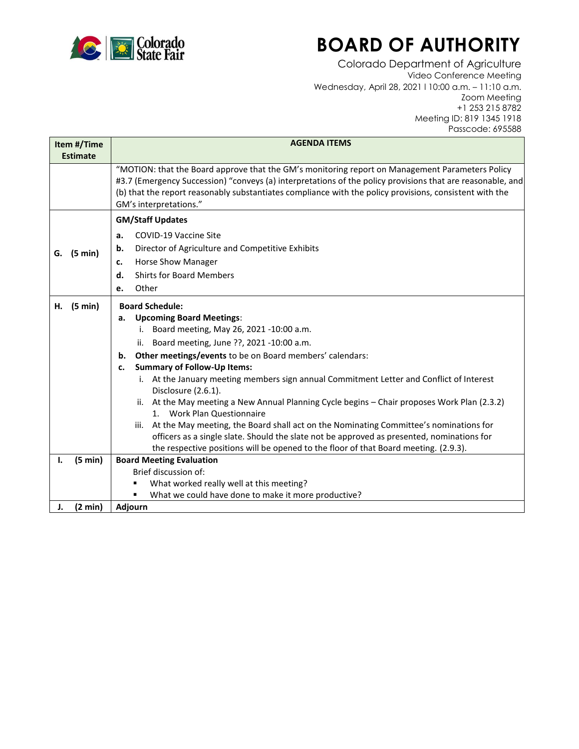# BOARD OF AUTHORITY

Colorado Department of Agriculture
Video Conference Meeting
Wednesday, April 28, 2021 l 10:00 a.m. – 11:10 a.m.
Zoom Meeting
+1 253 215 8782
Meeting ID: 819 1345 1918
Passcode: 695588

| Item #/Time Estimate | AGENDA ITEMS |
|---|---|
| | "MOTION: that the Board approve that the GM's monitoring report on Management Parameters Policy #3.7 (Emergency Succession) "conveys (a) interpretations of the policy provisions that are reasonable, and (b) that the report reasonably substantiates compliance with the policy provisions, consistent with the GM's interpretations." |
| **G. (5 min)** | **GM/Staff Updates**<br>**a.** COVID-19 Vaccine Site<br>**b.** Director of Agriculture and Competitive Exhibits<br>**c.** Horse Show Manager<br>**d.** Shirts for Board Members<br>**e.** Other |
| **H. (5 min)** | **Board Schedule:**<br>**a. Upcoming Board Meetings**:<br>i. Board meeting, May 26, 2021 -10:00 a.m.<br>ii. Board meeting, June ??, 2021 -10:00 a.m.<br>**b. Other meetings/events** to be on Board members' calendars:<br>**c. Summary of Follow-Up Items:**<br>i. At the January meeting members sign annual Commitment Letter and Conflict of Interest Disclosure (2.6.1).<br>ii. At the May meeting a New Annual Planning Cycle begins – Chair proposes Work Plan (2.3.2)<br>1. Work Plan Questionnaire<br>iii. At the May meeting, the Board shall act on the Nominating Committee's nominations for officers as a single slate. Should the slate not be approved as presented, nominations for the respective positions will be opened to the floor of that Board meeting. (2.9.3). |
| **I. (5 min)** | **Board Meeting Evaluation**<br>Brief discussion of:<br>▪ What worked really well at this meeting?<br>▪ What we could have done to make it more productive? |
| **J. (2 min)** | **Adjourn** |